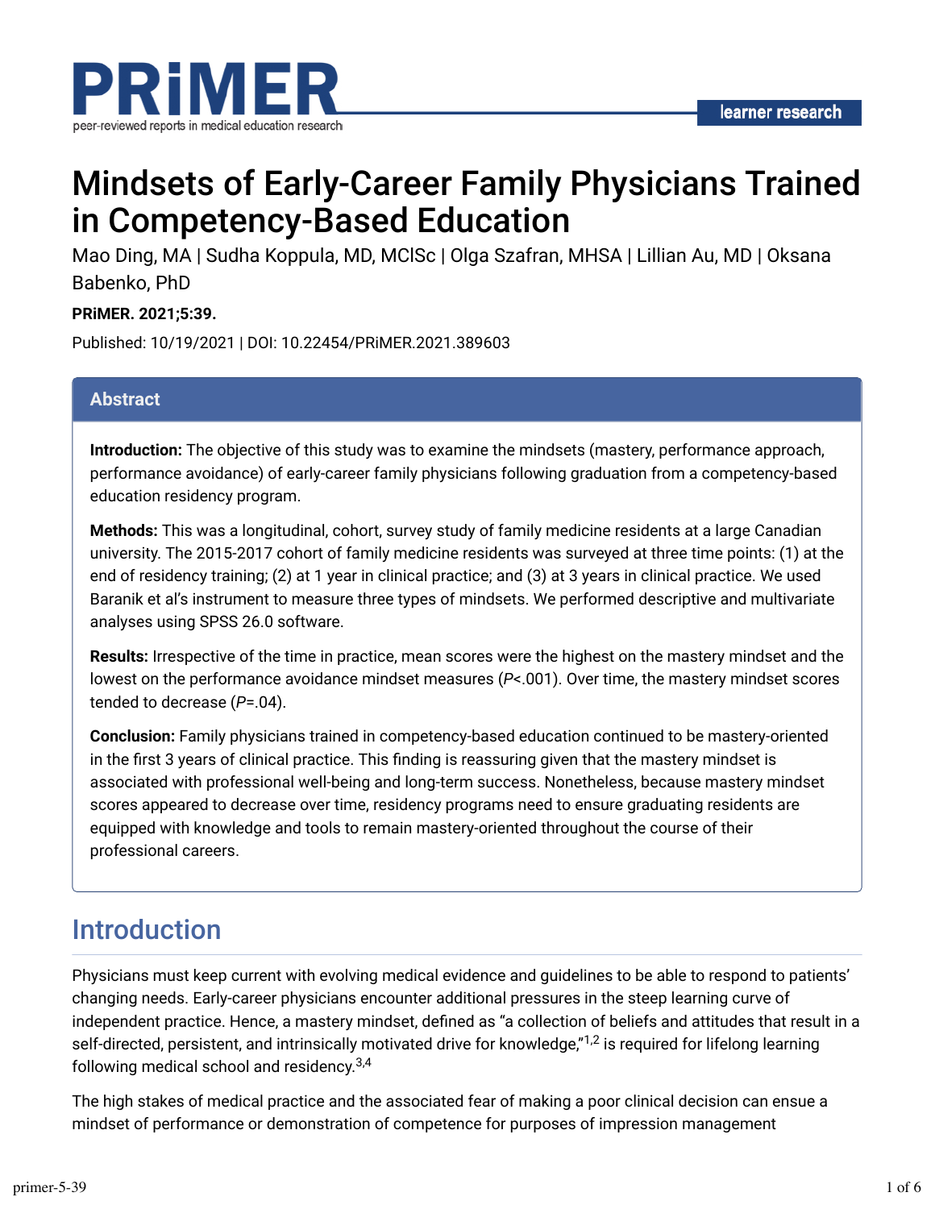# Mindsets of Early-Career Family Physicians Trained in Competency-Based Education

Mao Ding, MA | Sudha Koppula, MD, MClSc | Olga Szafran, MHSA | Lillian Au, MD | Oksana Babenko, PhD

**PRiMER. 2021;5:39.**

Published: 10/19/2021 | DOI: 10.22454/PRiMER.2021.389603

## Abstract

**Introduction:** The objective of this study was to examine the mindsets (mastery, performance approach, performance avoidance) of early-career family physicians following graduation from a competency-based education residency program.

**Methods:** This was a longitudinal, cohort, survey study of family medicine residents at a large Canadian university. The 2015-2017 cohort of family medicine residents was surveyed at three time points: (1) at the end of residency training; (2) at 1 year in clinical practice; and (3) at 3 years in clinical practice. We used Baranik et al's instrument to measure three types of mindsets. We performed descriptive and multivariate analyses using SPSS 26.0 software.

**Results:** Irrespective of the time in practice, mean scores were the highest on the mastery mindset and the lowest on the performance avoidance mindset measures (*P*<.001). Over time, the mastery mindset scores tended to decrease (*P*=.04).

**Conclusion:** Family physicians trained in competency-based education continued to be mastery-oriented in the first 3 years of clinical practice. This finding is reassuring given that the mastery mindset is associated with professional well-being and long-term success. Nonetheless, because mastery mindset scores appeared to decrease over time, residency programs need to ensure graduating residents are equipped with knowledge and tools to remain mastery-oriented throughout the course of their professional careers.

## Introduction

Physicians must keep current with evolving medical evidence and guidelines to be able to respond to patients' changing needs. Early-career physicians encounter additional pressures in the steep learning curve of independent practice. Hence, a mastery mindset, defined as "a collection of beliefs and attitudes that result in a self-directed, persistent, and intrinsically motivated drive for knowledge,"[1,2] is required for lifelong learning following medical school and residency.[3,4]

The high stakes of medical practice and the associated fear of making a poor clinical decision can ensue a mindset of performance or demonstration of competence for purposes of impression management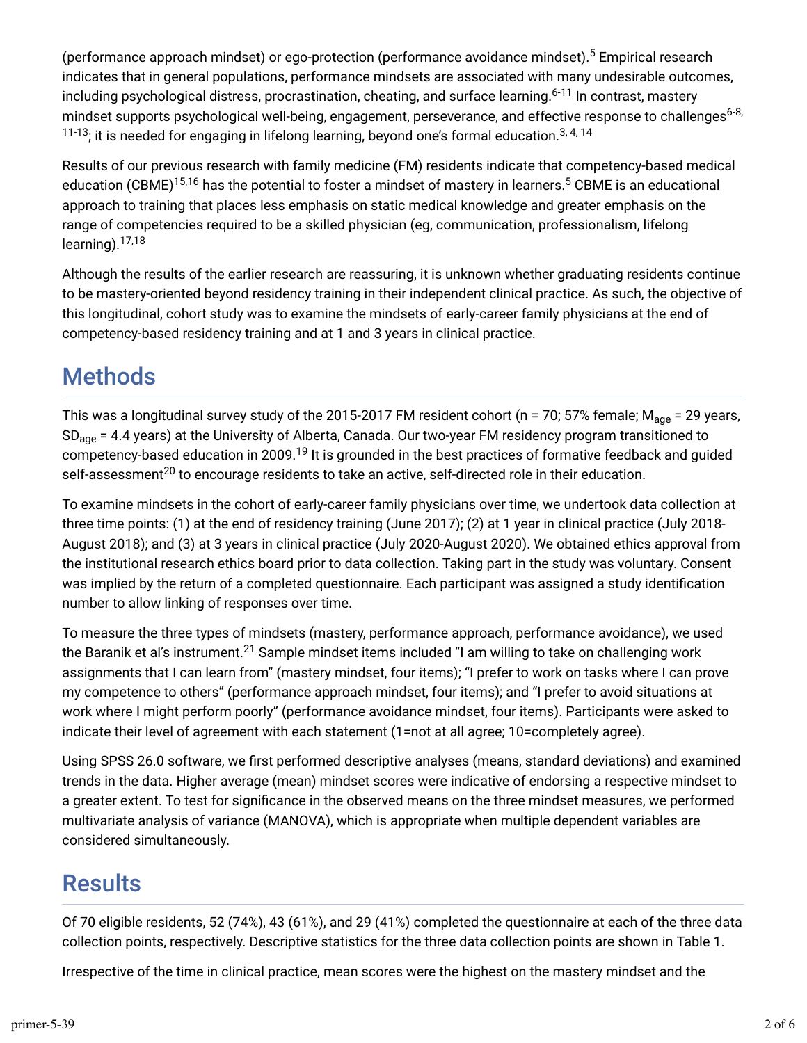(performance approach mindset) or ego-protection (performance avoidance mindset).[5] Empirical research indicates that in general populations, performance mindsets are associated with many undesirable outcomes, including psychological distress, procrastination, cheating, and surface learning.[6-11] In contrast, mastery mindset supports psychological well-being, engagement, perseverance, and effective response to challenges[6-8, 11-13]; it is needed for engaging in lifelong learning, beyond one's formal education.[3, 4, 14]

Results of our previous research with family medicine (FM) residents indicate that competency-based medical education (CBME)[15,16] has the potential to foster a mindset of mastery in learners.[5] CBME is an educational approach to training that places less emphasis on static medical knowledge and greater emphasis on the range of competencies required to be a skilled physician (eg, communication, professionalism, lifelong learning).[17,18]

Although the results of the earlier research are reassuring, it is unknown whether graduating residents continue to be mastery-oriented beyond residency training in their independent clinical practice. As such, the objective of this longitudinal, cohort study was to examine the mindsets of early-career family physicians at the end of competency-based residency training and at 1 and 3 years in clinical practice.

## Methods

This was a longitudinal survey study of the 2015-2017 FM resident cohort (n = 70; 57% female; $M_{age}$ = 29 years, $SD_{age}$ = 4.4 years) at the University of Alberta, Canada. Our two-year FM residency program transitioned to competency-based education in 2009.[19] It is grounded in the best practices of formative feedback and guided self-assessment[20] to encourage residents to take an active, self-directed role in their education.

To examine mindsets in the cohort of early-career family physicians over time, we undertook data collection at three time points: (1) at the end of residency training (June 2017); (2) at 1 year in clinical practice (July 2018-August 2018); and (3) at 3 years in clinical practice (July 2020-August 2020). We obtained ethics approval from the institutional research ethics board prior to data collection. Taking part in the study was voluntary. Consent was implied by the return of a completed questionnaire. Each participant was assigned a study identification number to allow linking of responses over time.

To measure the three types of mindsets (mastery, performance approach, performance avoidance), we used the Baranik et al's instrument.[21] Sample mindset items included "I am willing to take on challenging work assignments that I can learn from" (mastery mindset, four items); "I prefer to work on tasks where I can prove my competence to others" (performance approach mindset, four items); and "I prefer to avoid situations at work where I might perform poorly" (performance avoidance mindset, four items). Participants were asked to indicate their level of agreement with each statement (1=not at all agree; 10=completely agree).

Using SPSS 26.0 software, we first performed descriptive analyses (means, standard deviations) and examined trends in the data. Higher average (mean) mindset scores were indicative of endorsing a respective mindset to a greater extent. To test for significance in the observed means on the three mindset measures, we performed multivariate analysis of variance (MANOVA), which is appropriate when multiple dependent variables are considered simultaneously.

## Results

Of 70 eligible residents, 52 (74%), 43 (61%), and 29 (41%) completed the questionnaire at each of the three data collection points, respectively. Descriptive statistics for the three data collection points are shown in Table 1.

Irrespective of the time in clinical practice, mean scores were the highest on the mastery mindset and the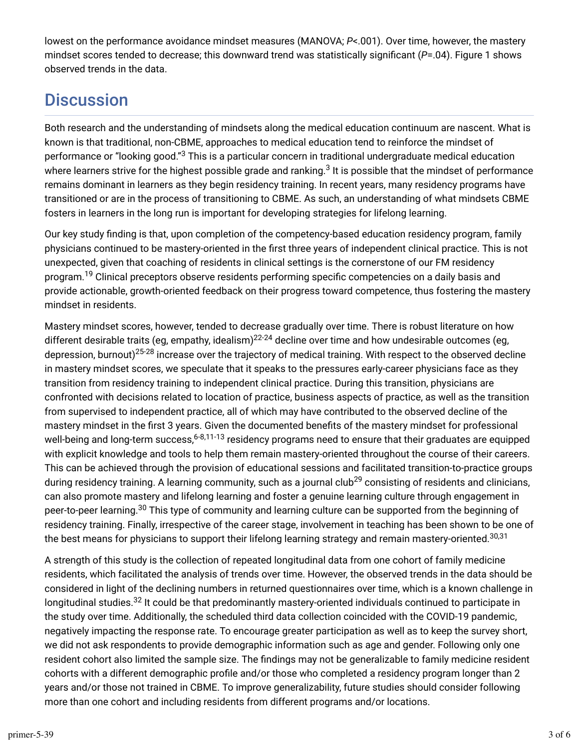lowest on the performance avoidance mindset measures (MANOVA; *P*<.001). Over time, however, the mastery mindset scores tended to decrease; this downward trend was statistically significant (*P*=.04). Figure 1 shows observed trends in the data.

## Discussion

Both research and the understanding of mindsets along the medical education continuum are nascent. What is known is that traditional, non-CBME, approaches to medical education tend to reinforce the mindset of performance or "looking good."[3] This is a particular concern in traditional undergraduate medical education where learners strive for the highest possible grade and ranking.[3] It is possible that the mindset of performance remains dominant in learners as they begin residency training. In recent years, many residency programs have transitioned or are in the process of transitioning to CBME. As such, an understanding of what mindsets CBME fosters in learners in the long run is important for developing strategies for lifelong learning.

Our key study finding is that, upon completion of the competency-based education residency program, family physicians continued to be mastery-oriented in the first three years of independent clinical practice. This is not unexpected, given that coaching of residents in clinical settings is the cornerstone of our FM residency program.[19] Clinical preceptors observe residents performing specific competencies on a daily basis and provide actionable, growth-oriented feedback on their progress toward competence, thus fostering the mastery mindset in residents.

Mastery mindset scores, however, tended to decrease gradually over time. There is robust literature on how different desirable traits (eg, empathy, idealism)[22-24] decline over time and how undesirable outcomes (eg, depression, burnout)[25-28] increase over the trajectory of medical training. With respect to the observed decline in mastery mindset scores, we speculate that it speaks to the pressures early-career physicians face as they transition from residency training to independent clinical practice. During this transition, physicians are confronted with decisions related to location of practice, business aspects of practice, as well as the transition from supervised to independent practice, all of which may have contributed to the observed decline of the mastery mindset in the first 3 years. Given the documented benefits of the mastery mindset for professional well-being and long-term success,[6-8,11-13] residency programs need to ensure that their graduates are equipped with explicit knowledge and tools to help them remain mastery-oriented throughout the course of their careers. This can be achieved through the provision of educational sessions and facilitated transition-to-practice groups during residency training. A learning community, such as a journal club[29] consisting of residents and clinicians, can also promote mastery and lifelong learning and foster a genuine learning culture through engagement in peer-to-peer learning.[30] This type of community and learning culture can be supported from the beginning of residency training. Finally, irrespective of the career stage, involvement in teaching has been shown to be one of the best means for physicians to support their lifelong learning strategy and remain mastery-oriented.[30,31]

A strength of this study is the collection of repeated longitudinal data from one cohort of family medicine residents, which facilitated the analysis of trends over time. However, the observed trends in the data should be considered in light of the declining numbers in returned questionnaires over time, which is a known challenge in longitudinal studies.[32] It could be that predominantly mastery-oriented individuals continued to participate in the study over time. Additionally, the scheduled third data collection coincided with the COVID-19 pandemic, negatively impacting the response rate. To encourage greater participation as well as to keep the survey short, we did not ask respondents to provide demographic information such as age and gender. Following only one resident cohort also limited the sample size. The findings may not be generalizable to family medicine resident cohorts with a different demographic profile and/or those who completed a residency program longer than 2 years and/or those not trained in CBME. To improve generalizability, future studies should consider following more than one cohort and including residents from different programs and/or locations.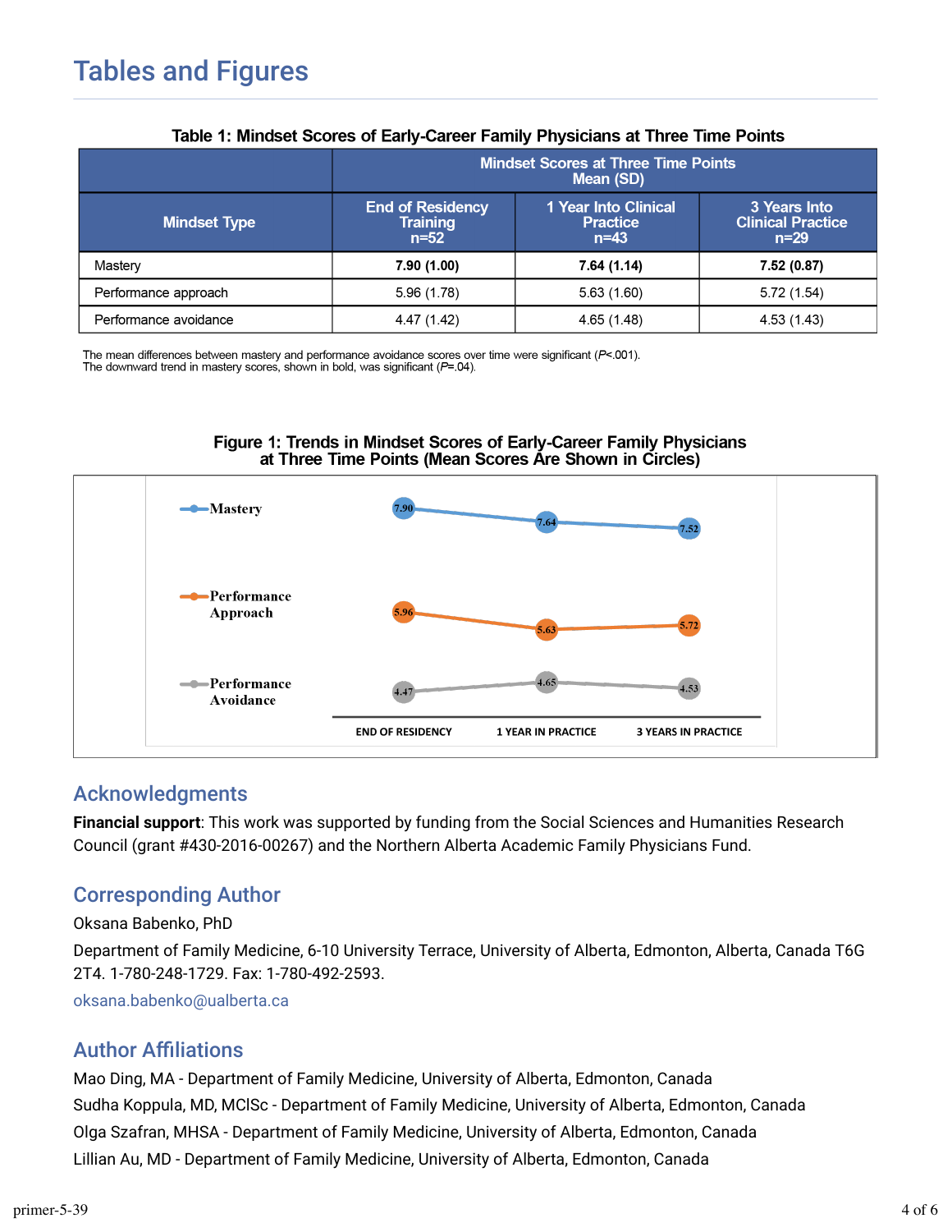## Tables and Figures

**Table 1: Mindset Scores of Early-Career Family Physicians at Three Time Points**

| Mindset Type | Mindset Scores at Three Time Points Mean (SD) | | |
|---|---|---|---|
| | End of Residency Training n=52 | 1 Year Into Clinical Practice n=43 | 3 Years Into Clinical Practice n=29 |
| Mastery | **7.90 (1.00)** | **7.64 (1.14)** | **7.52 (0.87)** |
| Performance approach | 5.96 (1.78) | 5.63 (1.60) | 5.72 (1.54) |
| Performance avoidance | 4.47 (1.42) | 4.65 (1.48) | 4.53 (1.43) |

The mean differences between mastery and performance avoidance scores over time were significant ($P$<.001).
The downward trend in mastery scores, shown in bold, was significant ($P$=.04).

**Figure 1: Trends in Mindset Scores of Early-Career Family Physicians at Three Time Points (Mean Scores Are Shown in Circles)**

| | END OF RESIDENCY | 1 YEAR IN PRACTICE | 3 YEARS IN PRACTICE |
|---|---|---|---|
| Mastery | 7.90 | 7.64 | 7.52 |
| Performance Approach | 5.96 | 5.63 | 5.72 |
| Performance Avoidance | 4.47 | 4.65 | 4.53 |

## Acknowledgments

**Financial support**: This work was supported by funding from the Social Sciences and Humanities Research Council (grant #430-2016-00267) and the Northern Alberta Academic Family Physicians Fund.

## Corresponding Author

Oksana Babenko, PhD

Department of Family Medicine, 6-10 University Terrace, University of Alberta, Edmonton, Alberta, Canada T6G 2T4. 1-780-248-1729. Fax: 1-780-492-2593.

oksana.babenko@ualberta.ca

## Author Affiliations

Mao Ding, MA - Department of Family Medicine, University of Alberta, Edmonton, Canada

Sudha Koppula, MD, MClSc - Department of Family Medicine, University of Alberta, Edmonton, Canada

Olga Szafran, MHSA - Department of Family Medicine, University of Alberta, Edmonton, Canada

Lillian Au, MD - Department of Family Medicine, University of Alberta, Edmonton, Canada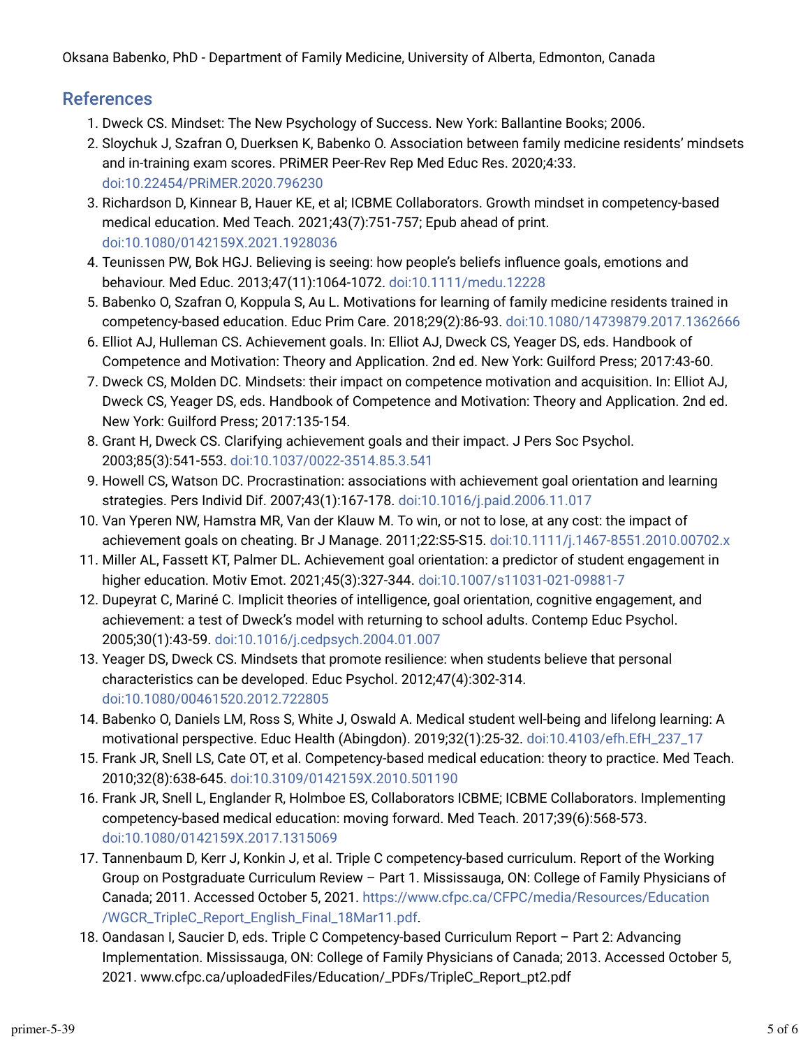Oksana Babenko, PhD - Department of Family Medicine, University of Alberta, Edmonton, Canada

## References

1. Dweck CS. Mindset: The New Psychology of Success. New York: Ballantine Books; 2006.
2. Sloychuk J, Szafran O, Duerksen K, Babenko O. Association between family medicine residents' mindsets and in-training exam scores. PRiMER Peer-Rev Rep Med Educ Res. 2020;4:33. doi:10.22454/PRiMER.2020.796230
3. Richardson D, Kinnear B, Hauer KE, et al; ICBME Collaborators. Growth mindset in competency-based medical education. Med Teach. 2021;43(7):751-757; Epub ahead of print. doi:10.1080/0142159X.2021.1928036
4. Teunissen PW, Bok HGJ. Believing is seeing: how people's beliefs influence goals, emotions and behaviour. Med Educ. 2013;47(11):1064-1072. doi:10.1111/medu.12228
5. Babenko O, Szafran O, Koppula S, Au L. Motivations for learning of family medicine residents trained in competency-based education. Educ Prim Care. 2018;29(2):86-93. doi:10.1080/14739879.2017.1362666
6. Elliot AJ, Hulleman CS. Achievement goals. In: Elliot AJ, Dweck CS, Yeager DS, eds. Handbook of Competence and Motivation: Theory and Application. 2nd ed. New York: Guilford Press; 2017:43-60.
7. Dweck CS, Molden DC. Mindsets: their impact on competence motivation and acquisition. In: Elliot AJ, Dweck CS, Yeager DS, eds. Handbook of Competence and Motivation: Theory and Application. 2nd ed. New York: Guilford Press; 2017:135-154.
8. Grant H, Dweck CS. Clarifying achievement goals and their impact. J Pers Soc Psychol. 2003;85(3):541-553. doi:10.1037/0022-3514.85.3.541
9. Howell CS, Watson DC. Procrastination: associations with achievement goal orientation and learning strategies. Pers Individ Dif. 2007;43(1):167-178. doi:10.1016/j.paid.2006.11.017
10. Van Yperen NW, Hamstra MR, Van der Klauw M. To win, or not to lose, at any cost: the impact of achievement goals on cheating. Br J Manage. 2011;22:S5-S15. doi:10.1111/j.1467-8551.2010.00702.x
11. Miller AL, Fassett KT, Palmer DL. Achievement goal orientation: a predictor of student engagement in higher education. Motiv Emot. 2021;45(3):327-344. doi:10.1007/s11031-021-09881-7
12. Dupeyrat C, Mariné C. Implicit theories of intelligence, goal orientation, cognitive engagement, and achievement: a test of Dweck's model with returning to school adults. Contemp Educ Psychol. 2005;30(1):43-59. doi:10.1016/j.cedpsych.2004.01.007
13. Yeager DS, Dweck CS. Mindsets that promote resilience: when students believe that personal characteristics can be developed. Educ Psychol. 2012;47(4):302-314. doi:10.1080/00461520.2012.722805
14. Babenko O, Daniels LM, Ross S, White J, Oswald A. Medical student well-being and lifelong learning: A motivational perspective. Educ Health (Abingdon). 2019;32(1):25-32. doi:10.4103/efh.EfH_237_17
15. Frank JR, Snell LS, Cate OT, et al. Competency-based medical education: theory to practice. Med Teach. 2010;32(8):638-645. doi:10.3109/0142159X.2010.501190
16. Frank JR, Snell L, Englander R, Holmboe ES, Collaborators ICBME; ICBME Collaborators. Implementing competency-based medical education: moving forward. Med Teach. 2017;39(6):568-573. doi:10.1080/0142159X.2017.1315069
17. Tannenbaum D, Kerr J, Konkin J, et al. Triple C competency-based curriculum. Report of the Working Group on Postgraduate Curriculum Review – Part 1. Mississauga, ON: College of Family Physicians of Canada; 2011. Accessed October 5, 2021. https://www.cfpc.ca/CFPC/media/Resources/Education/WGCR_TripleC_Report_English_Final_18Mar11.pdf.
18. Oandasan I, Saucier D, eds. Triple C Competency-based Curriculum Report – Part 2: Advancing Implementation. Mississauga, ON: College of Family Physicians of Canada; 2013. Accessed October 5, 2021. www.cfpc.ca/uploadedFiles/Education/_PDFs/TripleC_Report_pt2.pdf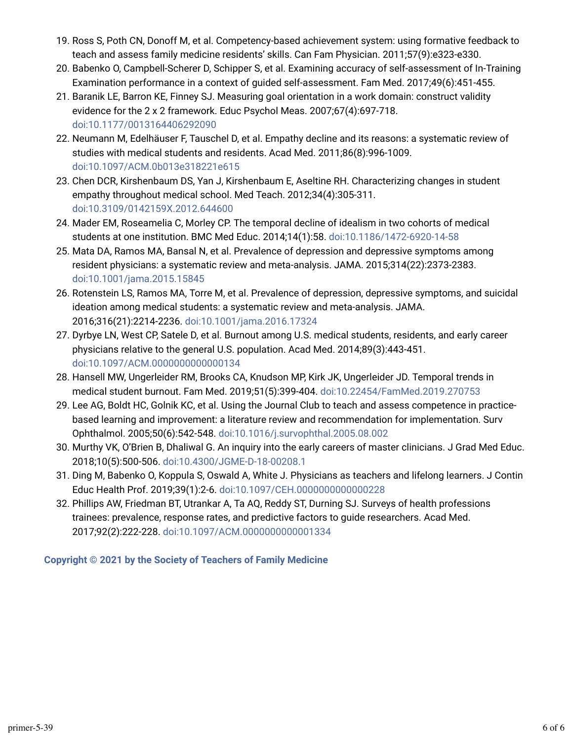19. Ross S, Poth CN, Donoff M, et al. Competency-based achievement system: using formative feedback to teach and assess family medicine residents' skills. Can Fam Physician. 2011;57(9):e323-e330.
20. Babenko O, Campbell-Scherer D, Schipper S, et al. Examining accuracy of self-assessment of In-Training Examination performance in a context of guided self-assessment. Fam Med. 2017;49(6):451-455.
21. Baranik LE, Barron KE, Finney SJ. Measuring goal orientation in a work domain: construct validity evidence for the 2 x 2 framework. Educ Psychol Meas. 2007;67(4):697-718. doi:10.1177/0013164406292090
22. Neumann M, Edelhäuser F, Tauschel D, et al. Empathy decline and its reasons: a systematic review of studies with medical students and residents. Acad Med. 2011;86(8):996-1009. doi:10.1097/ACM.0b013e318221e615
23. Chen DCR, Kirshenbaum DS, Yan J, Kirshenbaum E, Aseltine RH. Characterizing changes in student empathy throughout medical school. Med Teach. 2012;34(4):305-311. doi:10.3109/0142159X.2012.644600
24. Mader EM, Roseamelia C, Morley CP. The temporal decline of idealism in two cohorts of medical students at one institution. BMC Med Educ. 2014;14(1):58. doi:10.1186/1472-6920-14-58
25. Mata DA, Ramos MA, Bansal N, et al. Prevalence of depression and depressive symptoms among resident physicians: a systematic review and meta-analysis. JAMA. 2015;314(22):2373-2383. doi:10.1001/jama.2015.15845
26. Rotenstein LS, Ramos MA, Torre M, et al. Prevalence of depression, depressive symptoms, and suicidal ideation among medical students: a systematic review and meta-analysis. JAMA. 2016;316(21):2214-2236. doi:10.1001/jama.2016.17324
27. Dyrbye LN, West CP, Satele D, et al. Burnout among U.S. medical students, residents, and early career physicians relative to the general U.S. population. Acad Med. 2014;89(3):443-451. doi:10.1097/ACM.0000000000000134
28. Hansell MW, Ungerleider RM, Brooks CA, Knudson MP, Kirk JK, Ungerleider JD. Temporal trends in medical student burnout. Fam Med. 2019;51(5):399-404. doi:10.22454/FamMed.2019.270753
29. Lee AG, Boldt HC, Golnik KC, et al. Using the Journal Club to teach and assess competence in practice-based learning and improvement: a literature review and recommendation for implementation. Surv Ophthalmol. 2005;50(6):542-548. doi:10.1016/j.survophthal.2005.08.002
30. Murthy VK, O'Brien B, Dhaliwal G. An inquiry into the early careers of master clinicians. J Grad Med Educ. 2018;10(5):500-506. doi:10.4300/JGME-D-18-00208.1
31. Ding M, Babenko O, Koppula S, Oswald A, White J. Physicians as teachers and lifelong learners. J Contin Educ Health Prof. 2019;39(1):2-6. doi:10.1097/CEH.0000000000000228
32. Phillips AW, Friedman BT, Utrankar A, Ta AQ, Reddy ST, Durning SJ. Surveys of health professions trainees: prevalence, response rates, and predictive factors to guide researchers. Acad Med. 2017;92(2):222-228. doi:10.1097/ACM.0000000000001334

**Copyright © 2021 by the Society of Teachers of Family Medicine**